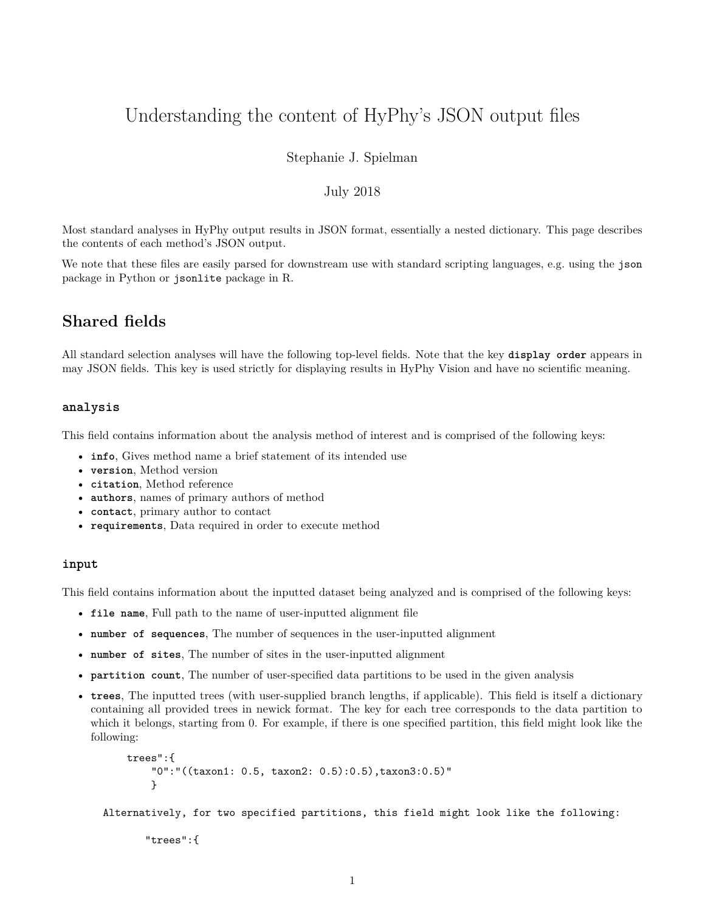# Understanding the content of HyPhy's JSON output files

Stephanie J. Spielman

July 2018

Most standard analyses in HyPhy output results in JSON format, essentially a nested dictionary. This page describes the contents of each method's JSON output.

We note that these files are easily parsed for downstream use with standard scripting languages, e.g. using the `json` package in Python or `jsonlite` package in R.

## Shared fields

All standard selection analyses will have the following top-level fields. Note that the key **`display order`** appears in may JSON fields. This key is used strictly for displaying results in HyPhy Vision and have no scientific meaning.

### `analysis`

This field contains information about the analysis method of interest and is comprised of the following keys:

- **`info`**, Gives method name a brief statement of its intended use
- **`version`**, Method version
- **`citation`**, Method reference
- **`authors`**, names of primary authors of method
- **`contact`**, primary author to contact
- **`requirements`**, Data required in order to execute method

### `input`

This field contains information about the inputted dataset being analyzed and is comprised of the following keys:

- **`file name`**, Full path to the name of user-inputted alignment file
- **`number of sequences`**, The number of sequences in the user-inputted alignment
- **`number of sites`**, The number of sites in the user-inputted alignment
- **`partition count`**, The number of user-specified data partitions to be used in the given analysis
- **`trees`**, The inputted trees (with user-supplied branch lengths, if applicable). This field is itself a dictionary containing all provided trees in newick format. The key for each tree corresponds to the data partition to which it belongs, starting from 0. For example, if there is one specified partition, this field might look like the following:

  ```
  trees":{
      "0":"((taxon1: 0.5, taxon2: 0.5):0.5),taxon3:0.5)"
      }
  ```

  ```
  Alternatively, for two specified partitions, this field might look like the following:

      "trees":{
  ```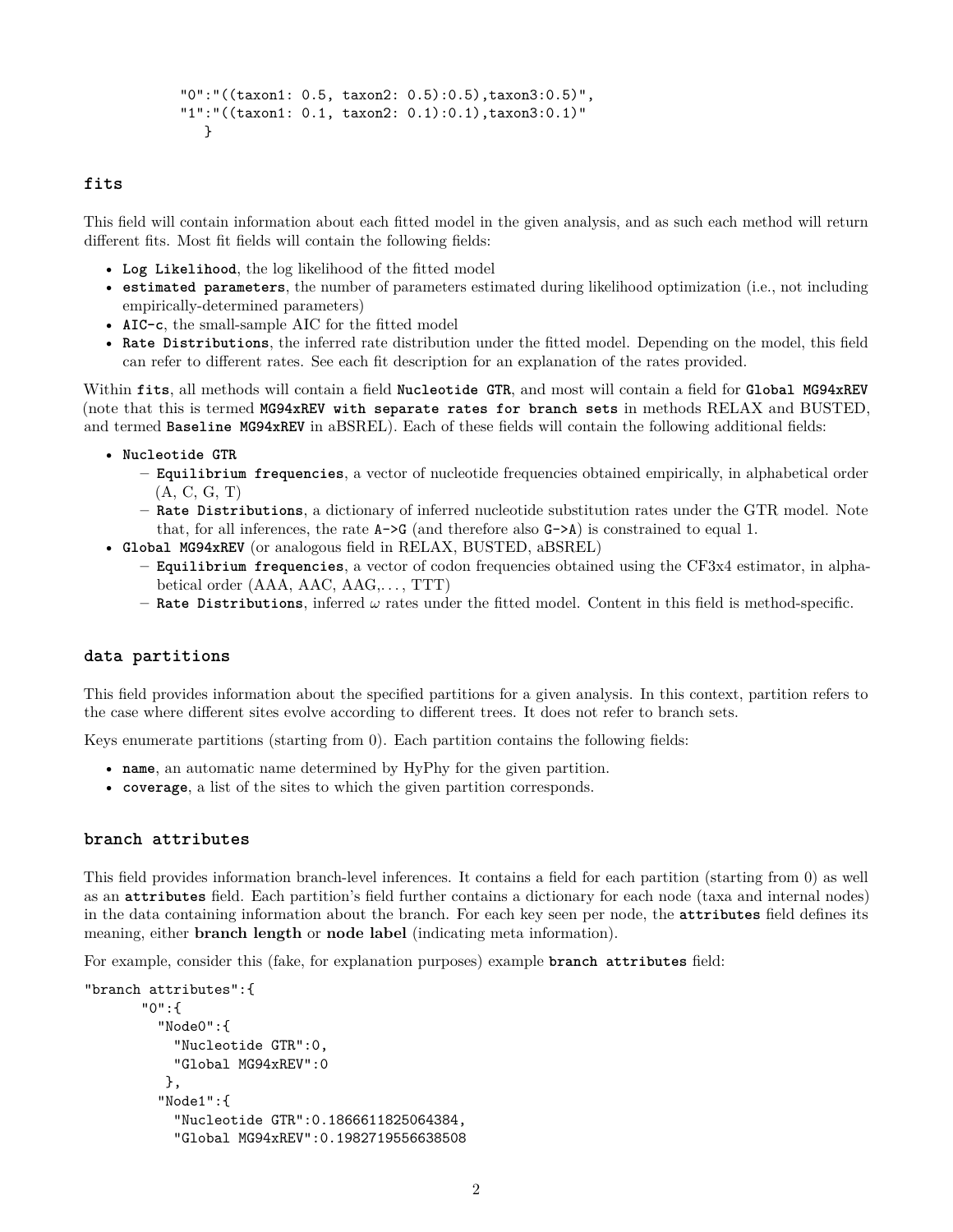```
            "0":"((taxon1: 0.5, taxon2: 0.5):0.5),taxon3:0.5)",
            "1":"((taxon1: 0.1, taxon2: 0.1):0.1),taxon3:0.1)"
               }
```

### fits

This field will contain information about each fitted model in the given analysis, and as such each method will return different fits. Most fit fields will contain the following fields:

- **Log Likelihood**, the log likelihood of the fitted model
- **estimated parameters**, the number of parameters estimated during likelihood optimization (i.e., not including empirically-determined parameters)
- **AIC-c**, the small-sample AIC for the fitted model
- **Rate Distributions**, the inferred rate distribution under the fitted model. Depending on the model, this field can refer to different rates. See each fit description for an explanation of the rates provided.

Within **fits**, all methods will contain a field **Nucleotide GTR**, and most will contain a field for **Global MG94xREV** (note that this is termed **MG94xREV with separate rates for branch sets** in methods RELAX and BUSTED, and termed **Baseline MG94xREV** in aBSREL). Each of these fields will contain the following additional fields:

- **Nucleotide GTR**
  - **Equilibrium frequencies**, a vector of nucleotide frequencies obtained empirically, in alphabetical order (A, C, G, T)
  - **Rate Distributions**, a dictionary of inferred nucleotide substitution rates under the GTR model. Note that, for all inferences, the rate `A->G` (and therefore also `G->A`) is constrained to equal 1.
- **Global MG94xREV** (or analogous field in RELAX, BUSTED, aBSREL)
  - **Equilibrium frequencies**, a vector of codon frequencies obtained using the CF3x4 estimator, in alphabetical order (AAA, AAC, AAG,. . . , TTT)
  - **Rate Distributions**, inferred $\omega$ rates under the fitted model. Content in this field is method-specific.

### data partitions

This field provides information about the specified partitions for a given analysis. In this context, partition refers to the case where different sites evolve according to different trees. It does not refer to branch sets.

Keys enumerate partitions (starting from 0). Each partition contains the following fields:

- **name**, an automatic name determined by HyPhy for the given partition.
- **coverage**, a list of the sites to which the given partition corresponds.

### branch attributes

This field provides information branch-level inferences. It contains a field for each partition (starting from 0) as well as an **attributes** field. Each partition's field further contains a dictionary for each node (taxa and internal nodes) in the data containing information about the branch. For each key seen per node, the **attributes** field defines its meaning, either **branch length** or **node label** (indicating meta information).

For example, consider this (fake, for explanation purposes) example **branch attributes** field:

```
"branch attributes":{
       "0":{
         "Node0":{
           "Nucleotide GTR":0,
           "Global MG94xREV":0
          },
         "Node1":{
           "Nucleotide GTR":0.1866611825064384,
           "Global MG94xREV":0.1982719556638508
```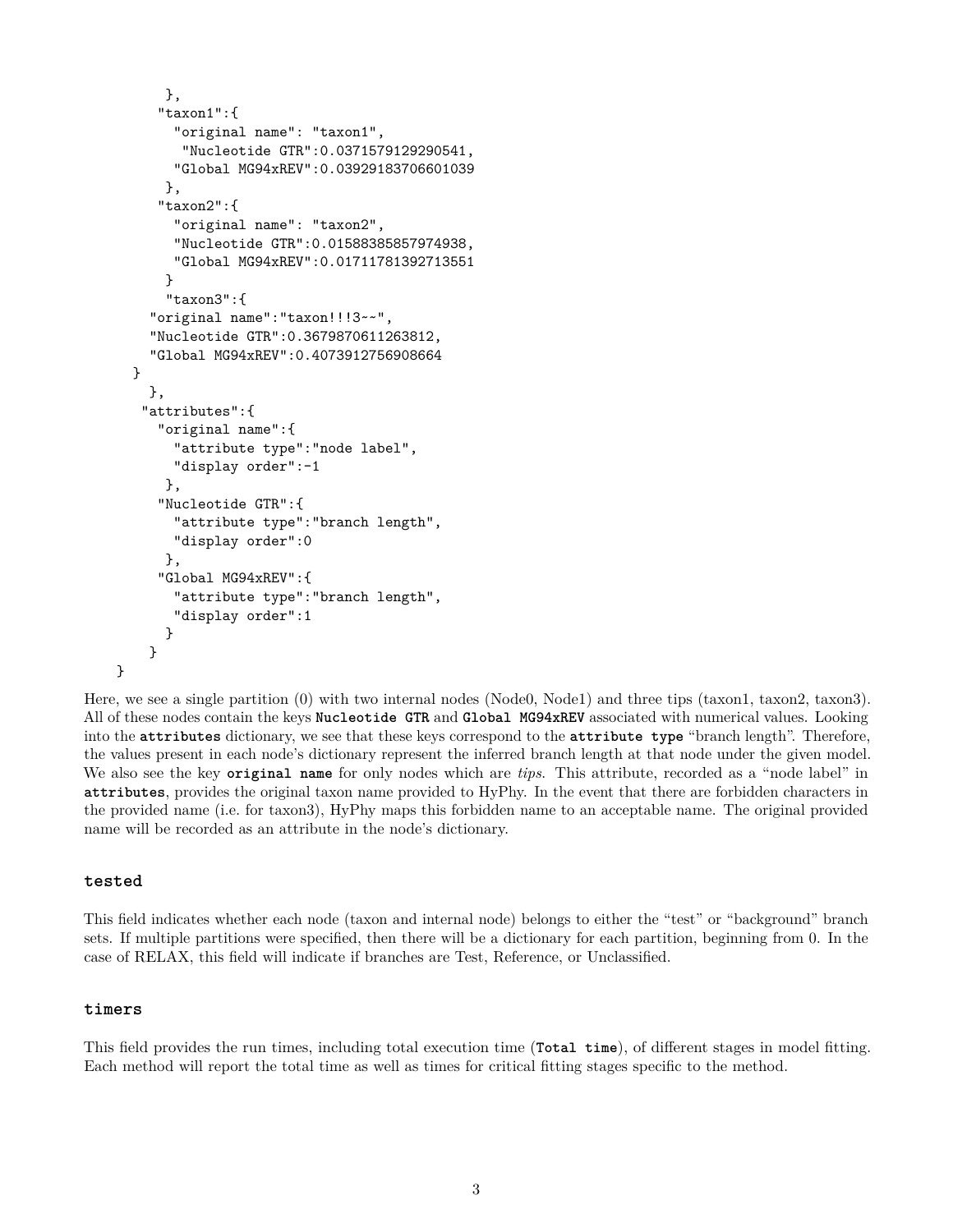```
        },
       "taxon1":{
         "original name": "taxon1",
          "Nucleotide GTR":0.0371579129290541,
         "Global MG94xREV":0.03929183706601039
        },
       "taxon2":{
         "original name": "taxon2",
         "Nucleotide GTR":0.01588385857974938,
         "Global MG94xREV":0.01711781392713551
        }
        "taxon3":{
     "original name":"taxon!!!3~~",
     "Nucleotide GTR":0.3679870611263812,
     "Global MG94xREV":0.4073912756908664
   }
     },
    "attributes":{
      "original name":{
        "attribute type":"node label",
        "display order":-1
       },
      "Nucleotide GTR":{
        "attribute type":"branch length",
        "display order":0
       },
      "Global MG94xREV":{
        "attribute type":"branch length",
        "display order":1
       }
     }
}
```

Here, we see a single partition (0) with two internal nodes (Node0, Node1) and three tips (taxon1, taxon2, taxon3). All of these nodes contain the keys **Nucleotide GTR** and **Global MG94xREV** associated with numerical values. Looking into the **attributes** dictionary, we see that these keys correspond to the **attribute type** "branch length". Therefore, the values present in each node's dictionary represent the inferred branch length at that node under the given model. We also see the key **original name** for only nodes which are *tips*. This attribute, recorded as a "node label" in **attributes**, provides the original taxon name provided to HyPhy. In the event that there are forbidden characters in the provided name (i.e. for taxon3), HyPhy maps this forbidden name to an acceptable name. The original provided name will be recorded as an attribute in the node's dictionary.

### tested

This field indicates whether each node (taxon and internal node) belongs to either the "test" or "background" branch sets. If multiple partitions were specified, then there will be a dictionary for each partition, beginning from 0. In the case of RELAX, this field will indicate if branches are Test, Reference, or Unclassified.

### timers

This field provides the run times, including total execution time (**Total time**), of different stages in model fitting. Each method will report the total time as well as times for critical fitting stages specific to the method.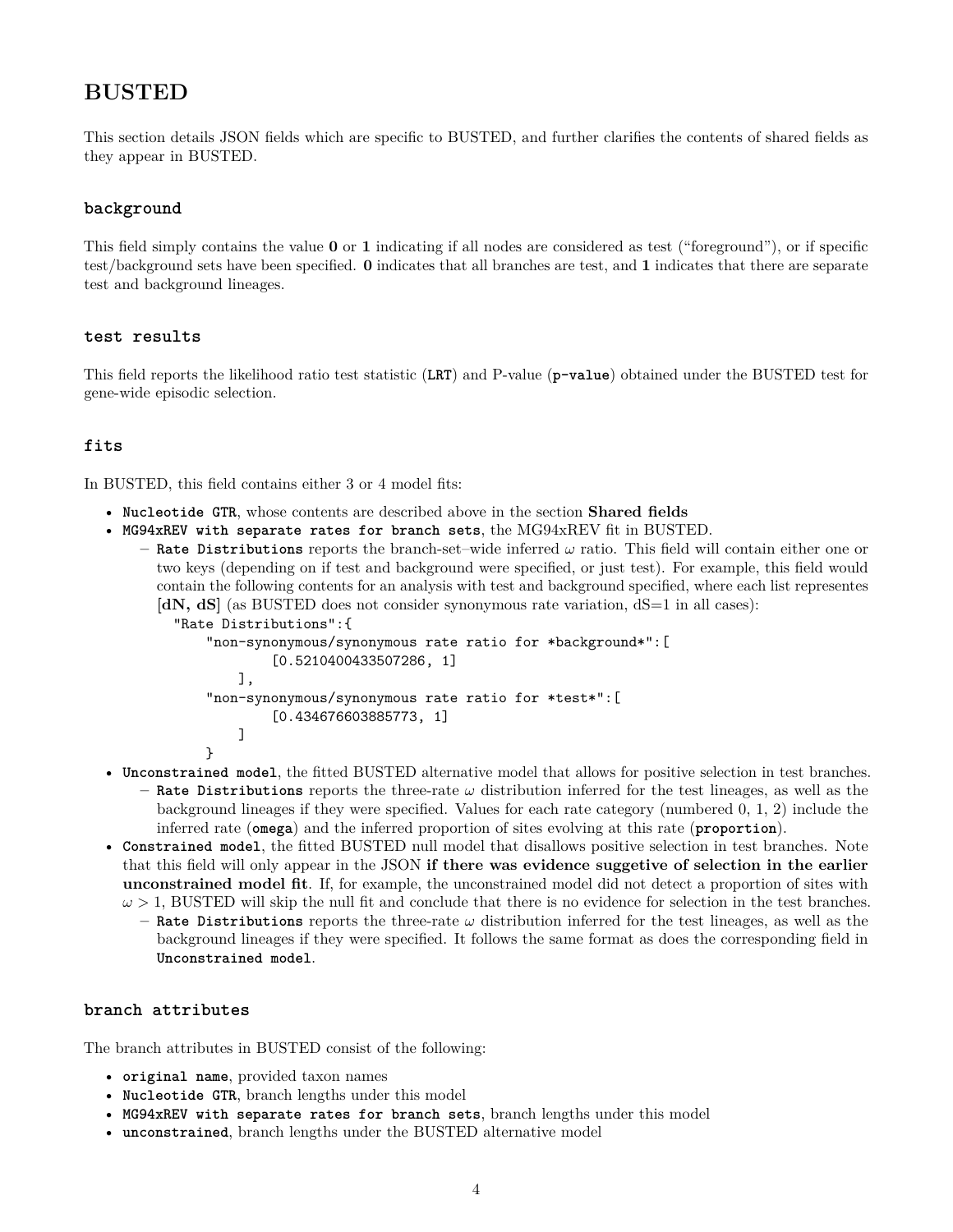## BUSTED

This section details JSON fields which are specific to BUSTED, and further clarifies the contents of shared fields as they appear in BUSTED.

### `background`

This field simply contains the value **0** or **1** indicating if all nodes are considered as test ("foreground"), or if specific test/background sets have been specified. **0** indicates that all branches are test, and **1** indicates that there are separate test and background lineages.

### `test results`

This field reports the likelihood ratio test statistic (`LRT`) and P-value (`p-value`) obtained under the BUSTED test for gene-wide episodic selection.

### `fits`

In BUSTED, this field contains either 3 or 4 model fits:

- **`Nucleotide GTR`**, whose contents are described above in the section **Shared fields**
- **`MG94xREV with separate rates for branch sets`**, the MG94xREV fit in BUSTED.
  - **`Rate Distributions`** reports the branch-set–wide inferred $\omega$ ratio. This field will contain either one or two keys (depending on if test and background were specified, or just test). For example, this field would contain the following contents for an analysis with test and background specified, where each list representes **[dN, dS]** (as BUSTED does not consider synonymous rate variation, dS=1 in all cases):

```
"Rate Distributions":{
     "non-synonymous/synonymous rate ratio for *background*":[
           [0.5210400433507286, 1]
        ],
     "non-synonymous/synonymous rate ratio for *test*":[
           [0.434676603885773, 1]
        ]
     }
```

- **`Unconstrained model`**, the fitted BUSTED alternative model that allows for positive selection in test branches.
  - **`Rate Distributions`** reports the three-rate $\omega$ distribution inferred for the test lineages, as well as the background lineages if they were specified. Values for each rate category (numbered 0, 1, 2) include the inferred rate (**`omega`**) and the inferred proportion of sites evolving at this rate (**`proportion`**).
- **`Constrained model`**, the fitted BUSTED null model that disallows positive selection in test branches. Note that this field will only appear in the JSON **if there was evidence suggetive of selection in the earlier unconstrained model fit**. If, for example, the unconstrained model did not detect a proportion of sites with $\omega > 1$, BUSTED will skip the null fit and conclude that there is no evidence for selection in the test branches.
  - **`Rate Distributions`** reports the three-rate $\omega$ distribution inferred for the test lineages, as well as the background lineages if they were specified. It follows the same format as does the corresponding field in **`Unconstrained model`**.

### `branch attributes`

The branch attributes in BUSTED consist of the following:

- **`original name`**, provided taxon names
- **`Nucleotide GTR`**, branch lengths under this model
- **`MG94xREV with separate rates for branch sets`**, branch lengths under this model
- **`unconstrained`**, branch lengths under the BUSTED alternative model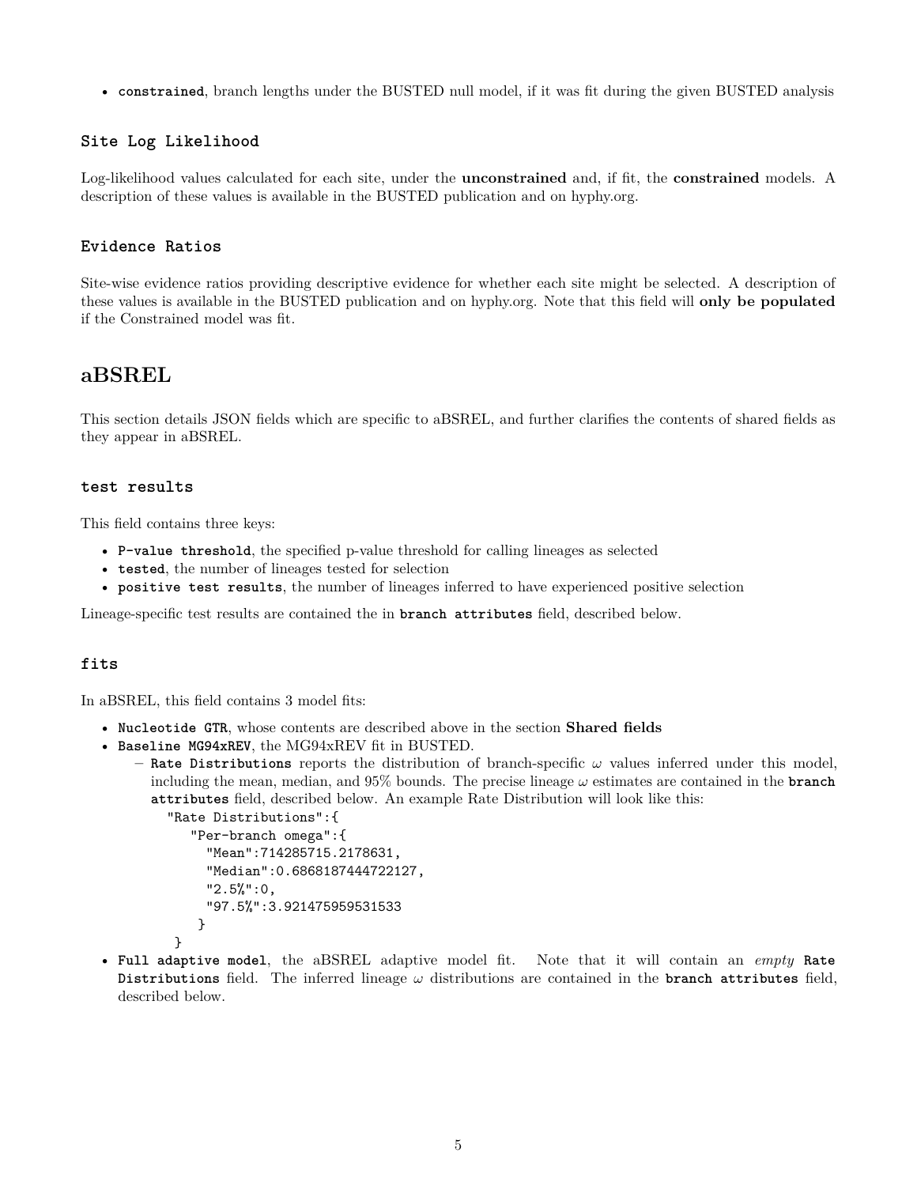- **`constrained`**, branch lengths under the BUSTED null model, if it was fit during the given BUSTED analysis

### Site Log Likelihood

Log-likelihood values calculated for each site, under the **unconstrained** and, if fit, the **constrained** models. A description of these values is available in the BUSTED publication and on hyphy.org.

### Evidence Ratios

Site-wise evidence ratios providing descriptive evidence for whether each site might be selected. A description of these values is available in the BUSTED publication and on hyphy.org. Note that this field will **only be populated** if the Constrained model was fit.

## aBSREL

This section details JSON fields which are specific to aBSREL, and further clarifies the contents of shared fields as they appear in aBSREL.

### test results

This field contains three keys:

- **`P-value threshold`**, the specified p-value threshold for calling lineages as selected
- **`tested`**, the number of lineages tested for selection
- **`positive test results`**, the number of lineages inferred to have experienced positive selection

Lineage-specific test results are contained the in **`branch attributes`** field, described below.

### fits

In aBSREL, this field contains 3 model fits:

- **`Nucleotide GTR`**, whose contents are described above in the section **Shared fields**
- **`Baseline MG94xREV`**, the MG94xREV fit in BUSTED.
  - **`Rate Distributions`** reports the distribution of branch-specific $\omega$ values inferred under this model, including the mean, median, and 95% bounds. The precise lineage $\omega$ estimates are contained in the **`branch attributes`** field, described below. An example Rate Distribution will look like this:

    ```
    "Rate Distributions":{
       "Per-branch omega":{
         "Mean":714285715.2178631,
         "Median":0.6868187444722127,
         "2.5%":0,
         "97.5%":3.921475959531533
        }
     }
    ```
- **`Full adaptive model`**, the aBSREL adaptive model fit. Note that it will contain an *empty* **`Rate Distributions`** field. The inferred lineage $\omega$ distributions are contained in the **`branch attributes`** field, described below.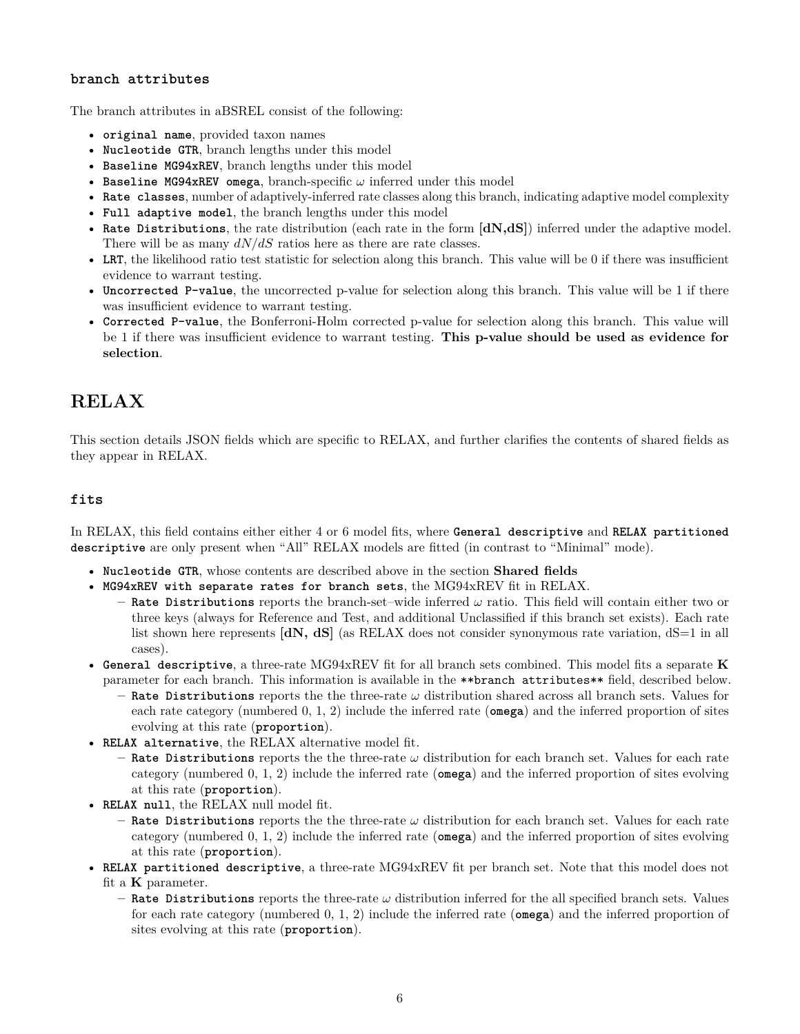### `branch attributes`

The branch attributes in aBSREL consist of the following:

- **`original name`**, provided taxon names
- **`Nucleotide GTR`**, branch lengths under this model
- **`Baseline MG94xREV`**, branch lengths under this model
- **`Baseline MG94xREV omega`**, branch-specific $\omega$ inferred under this model
- **`Rate classes`**, number of adaptively-inferred rate classes along this branch, indicating adaptive model complexity
- **`Full adaptive model`**, the branch lengths under this model
- **`Rate Distributions`**, the rate distribution (each rate in the form **[dN,dS]**) inferred under the adaptive model. There will be as many $dN/dS$ ratios here as there are rate classes.
- **`LRT`**, the likelihood ratio test statistic for selection along this branch. This value will be 0 if there was insufficient evidence to warrant testing.
- **`Uncorrected P-value`**, the uncorrected p-value for selection along this branch. This value will be 1 if there was insufficient evidence to warrant testing.
- **`Corrected P-value`**, the Bonferroni-Holm corrected p-value for selection along this branch. This value will be 1 if there was insufficient evidence to warrant testing. **This p-value should be used as evidence for selection**.

# RELAX

This section details JSON fields which are specific to RELAX, and further clarifies the contents of shared fields as they appear in RELAX.

### `fits`

In RELAX, this field contains either either 4 or 6 model fits, where **`General descriptive`** and **`RELAX partitioned descriptive`** are only present when "All" RELAX models are fitted (in contrast to "Minimal" mode).

- **`Nucleotide GTR`**, whose contents are described above in the section **Shared fields**
- **`MG94xREV with separate rates for branch sets`**, the MG94xREV fit in RELAX.
  - **`Rate Distributions`** reports the branch-set–wide inferred $\omega$ ratio. This field will contain either two or three keys (always for Reference and Test, and additional Unclassified if this branch set exists). Each rate list shown here represents **[dN, dS]** (as RELAX does not consider synonymous rate variation, dS=1 in all cases).
- **`General descriptive`**, a three-rate MG94xREV fit for all branch sets combined. This model fits a separate **K** parameter for each branch. This information is available in the `**branch attributes**` field, described below.
  - **`Rate Distributions`** reports the the three-rate $\omega$ distribution shared across all branch sets. Values for each rate category (numbered 0, 1, 2) include the inferred rate (**`omega`**) and the inferred proportion of sites evolving at this rate (**`proportion`**).
- **`RELAX alternative`**, the RELAX alternative model fit.
  - **`Rate Distributions`** reports the the three-rate $\omega$ distribution for each branch set. Values for each rate category (numbered 0, 1, 2) include the inferred rate (**`omega`**) and the inferred proportion of sites evolving at this rate (**`proportion`**).
- **`RELAX null`**, the RELAX null model fit.
  - **`Rate Distributions`** reports the the three-rate $\omega$ distribution for each branch set. Values for each rate category (numbered 0, 1, 2) include the inferred rate (**`omega`**) and the inferred proportion of sites evolving at this rate (**`proportion`**).
- **`RELAX partitioned descriptive`**, a three-rate MG94xREV fit per branch set. Note that this model does not fit a **K** parameter.
  - **`Rate Distributions`** reports the three-rate $\omega$ distribution inferred for the all specified branch sets. Values for each rate category (numbered 0, 1, 2) include the inferred rate (**`omega`**) and the inferred proportion of sites evolving at this rate (**`proportion`**).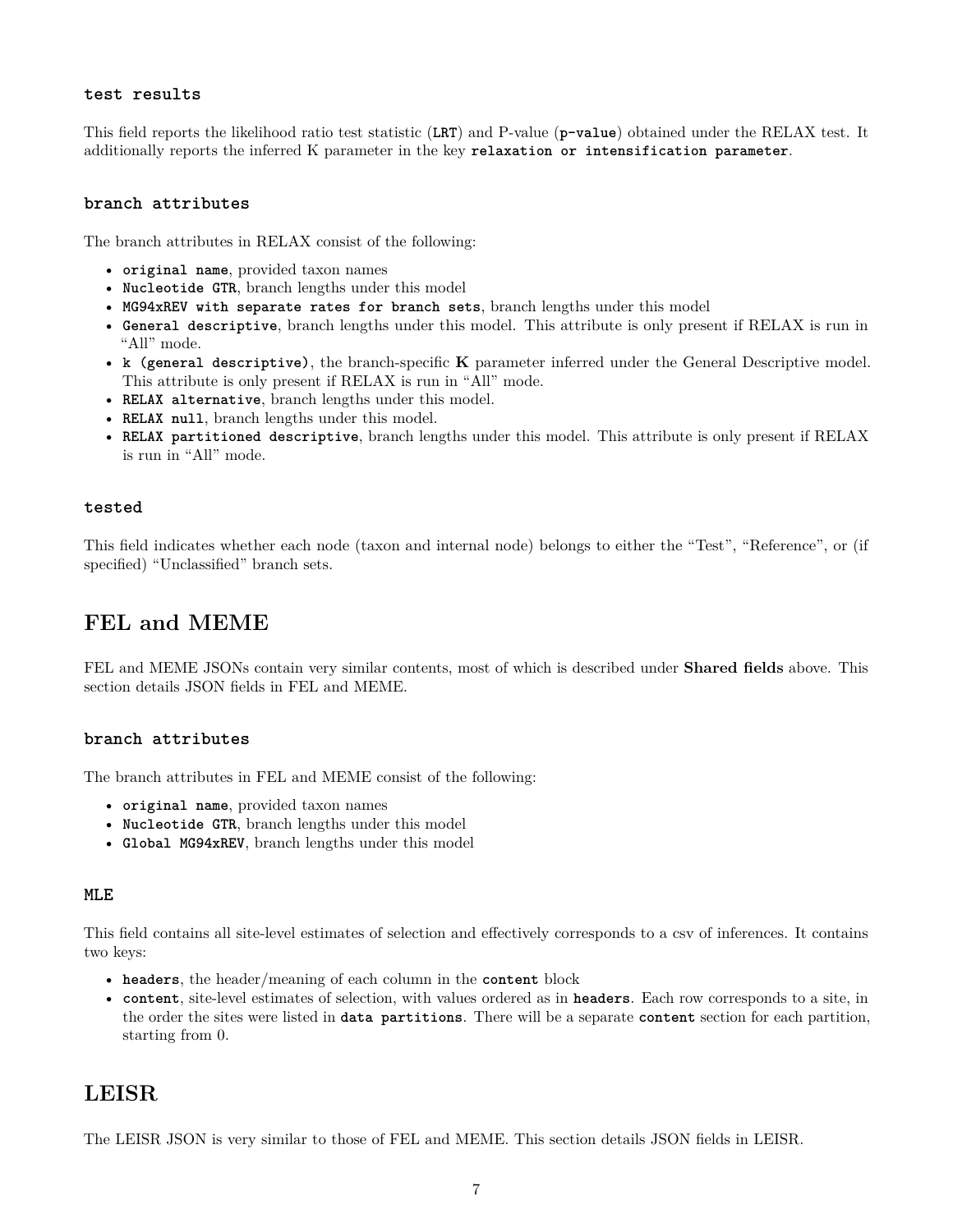#### `test results`

This field reports the likelihood ratio test statistic (`LRT`) and P-value (`p-value`) obtained under the RELAX test. It additionally reports the inferred K parameter in the key `relaxation or intensification parameter`.

#### `branch attributes`

The branch attributes in RELAX consist of the following:

- `original name`, provided taxon names
- `Nucleotide GTR`, branch lengths under this model
- `MG94xREV with separate rates for branch sets`, branch lengths under this model
- `General descriptive`, branch lengths under this model. This attribute is only present if RELAX is run in "All" mode.
- `k (general descriptive)`, the branch-specific **K** parameter inferred under the General Descriptive model. This attribute is only present if RELAX is run in "All" mode.
- `RELAX alternative`, branch lengths under this model.
- `RELAX null`, branch lengths under this model.
- `RELAX partitioned descriptive`, branch lengths under this model. This attribute is only present if RELAX is run in "All" mode.

#### `tested`

This field indicates whether each node (taxon and internal node) belongs to either the "Test", "Reference", or (if specified) "Unclassified" branch sets.

## FEL and MEME

FEL and MEME JSONs contain very similar contents, most of which is described under **Shared fields** above. This section details JSON fields in FEL and MEME.

#### `branch attributes`

The branch attributes in FEL and MEME consist of the following:

- `original name`, provided taxon names
- `Nucleotide GTR`, branch lengths under this model
- `Global MG94xREV`, branch lengths under this model

#### `MLE`

This field contains all site-level estimates of selection and effectively corresponds to a csv of inferences. It contains two keys:

- `headers`, the header/meaning of each column in the `content` block
- `content`, site-level estimates of selection, with values ordered as in `headers`. Each row corresponds to a site, in the order the sites were listed in `data partitions`. There will be a separate `content` section for each partition, starting from 0.

## LEISR

The LEISR JSON is very similar to those of FEL and MEME. This section details JSON fields in LEISR.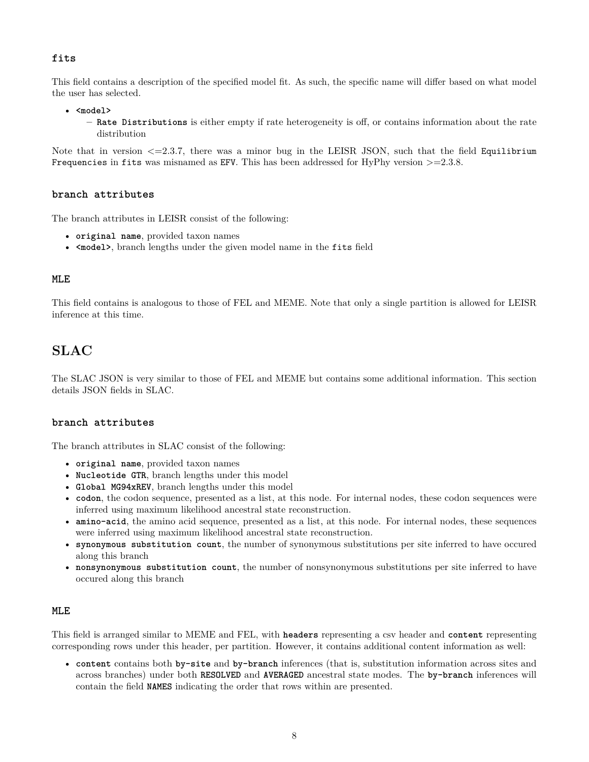### `fits`

This field contains a description of the specified model fit. As such, the specific name will differ based on what model the user has selected.

- **`<model>`**
  - **`Rate Distributions`** is either empty if rate heterogeneity is off, or contains information about the rate distribution

Note that in version <=2.3.7, there was a minor bug in the LEISR JSON, such that the field `Equilibrium Frequencies` in `fits` was misnamed as `EFV`. This has been addressed for HyPhy version >=2.3.8.

### `branch attributes`

The branch attributes in LEISR consist of the following:

- **`original name`**, provided taxon names
- **`<model>`**, branch lengths under the given model name in the `fits` field

### `MLE`

This field contains is analogous to those of FEL and MEME. Note that only a single partition is allowed for LEISR inference at this time.

# SLAC

The SLAC JSON is very similar to those of FEL and MEME but contains some additional information. This section details JSON fields in SLAC.

### `branch attributes`

The branch attributes in SLAC consist of the following:

- **`original name`**, provided taxon names
- **`Nucleotide GTR`**, branch lengths under this model
- **`Global MG94xREV`**, branch lengths under this model
- **`codon`**, the codon sequence, presented as a list, at this node. For internal nodes, these codon sequences were inferred using maximum likelihood ancestral state reconstruction.
- **`amino-acid`**, the amino acid sequence, presented as a list, at this node. For internal nodes, these sequences were inferred using maximum likelihood ancestral state reconstruction.
- **`synonymous substitution count`**, the number of synonymous substitutions per site inferred to have occured along this branch
- **`nonsynonymous substitution count`**, the number of nonsynonymous substitutions per site inferred to have occured along this branch

### `MLE`

This field is arranged similar to MEME and FEL, with **`headers`** representing a csv header and **`content`** representing corresponding rows under this header, per partition. However, it contains additional content information as well:

- **`content`** contains both **`by-site`** and **`by-branch`** inferences (that is, substitution information across sites and across branches) under both **`RESOLVED`** and **`AVERAGED`** ancestral state modes. The **`by-branch`** inferences will contain the field **`NAMES`** indicating the order that rows within are presented.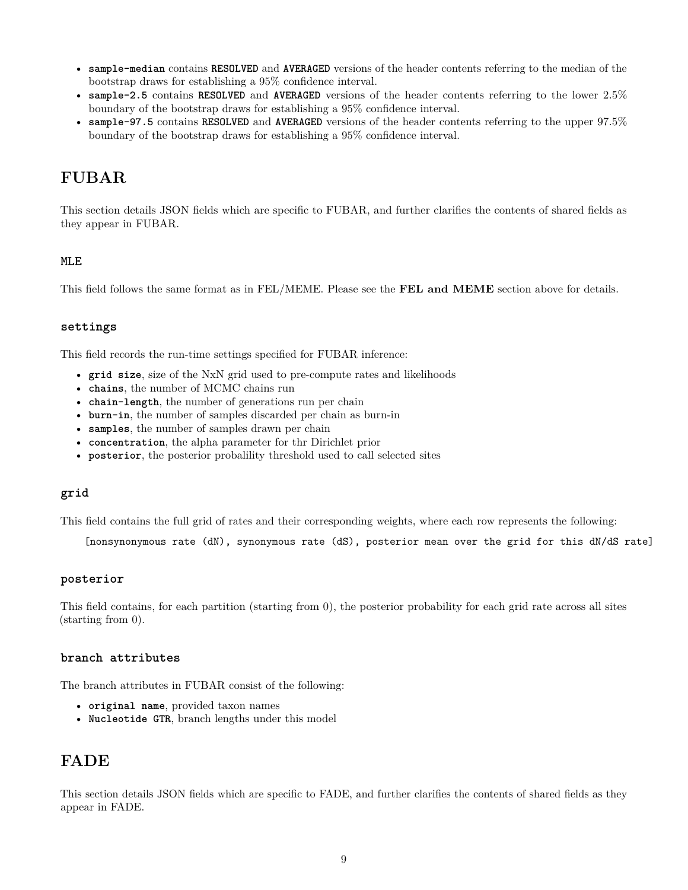- `sample-median` contains `RESOLVED` and `AVERAGED` versions of the header contents referring to the median of the bootstrap draws for establishing a 95% confidence interval.
- `sample-2.5` contains `RESOLVED` and `AVERAGED` versions of the header contents referring to the lower 2.5% boundary of the bootstrap draws for establishing a 95% confidence interval.
- `sample-97.5` contains `RESOLVED` and `AVERAGED` versions of the header contents referring to the upper 97.5% boundary of the bootstrap draws for establishing a 95% confidence interval.

# FUBAR

This section details JSON fields which are specific to FUBAR, and further clarifies the contents of shared fields as they appear in FUBAR.

### `MLE`

This field follows the same format as in FEL/MEME. Please see the **FEL and MEME** section above for details.

### `settings`

This field records the run-time settings specified for FUBAR inference:

- `grid size`, size of the NxN grid used to pre-compute rates and likelihoods
- `chains`, the number of MCMC chains run
- `chain-length`, the number of generations run per chain
- `burn-in`, the number of samples discarded per chain as burn-in
- `samples`, the number of samples drawn per chain
- `concentration`, the alpha parameter for thr Dirichlet prior
- `posterior`, the posterior probalility threshold used to call selected sites

### `grid`

This field contains the full grid of rates and their corresponding weights, where each row represents the following:

```
[nonsynonymous rate (dN), synonymous rate (dS), posterior mean over the grid for this dN/dS rate]
```

### `posterior`

This field contains, for each partition (starting from 0), the posterior probability for each grid rate across all sites (starting from 0).

### `branch attributes`

The branch attributes in FUBAR consist of the following:

- `original name`, provided taxon names
- `Nucleotide GTR`, branch lengths under this model

# FADE

This section details JSON fields which are specific to FADE, and further clarifies the contents of shared fields as they appear in FADE.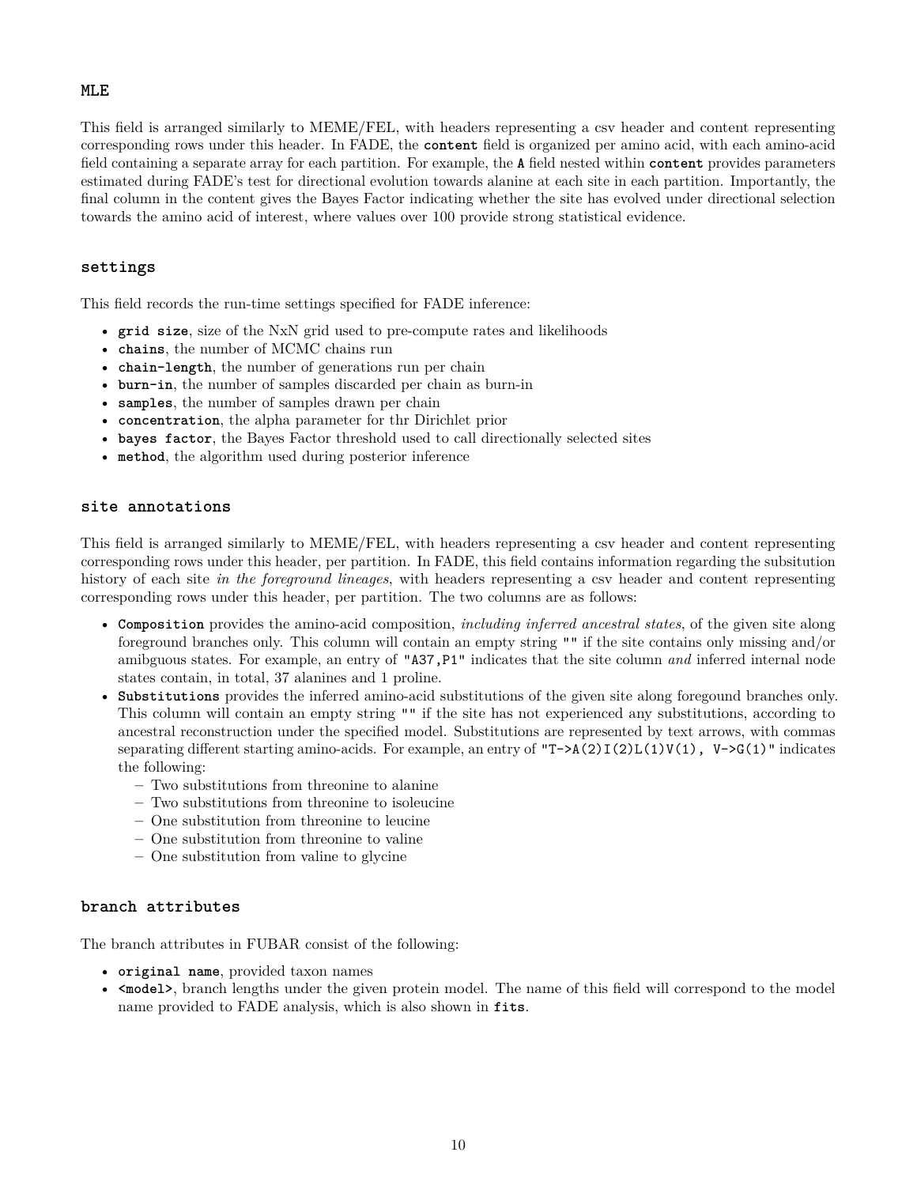### MLE

This field is arranged similarly to MEME/FEL, with headers representing a csv header and content representing corresponding rows under this header. In FADE, the **content** field is organized per amino acid, with each amino-acid field containing a separate array for each partition. For example, the **A** field nested within **content** provides parameters estimated during FADE's test for directional evolution towards alanine at each site in each partition. Importantly, the final column in the content gives the Bayes Factor indicating whether the site has evolved under directional selection towards the amino acid of interest, where values over 100 provide strong statistical evidence.

### settings

This field records the run-time settings specified for FADE inference:

- **grid size**, size of the NxN grid used to pre-compute rates and likelihoods
- **chains**, the number of MCMC chains run
- **chain-length**, the number of generations run per chain
- **burn-in**, the number of samples discarded per chain as burn-in
- **samples**, the number of samples drawn per chain
- **concentration**, the alpha parameter for thr Dirichlet prior
- **bayes factor**, the Bayes Factor threshold used to call directionally selected sites
- **method**, the algorithm used during posterior inference

### site annotations

This field is arranged similarly to MEME/FEL, with headers representing a csv header and content representing corresponding rows under this header, per partition. In FADE, this field contains information regarding the subsitution history of each site *in the foreground lineages*, with headers representing a csv header and content representing corresponding rows under this header, per partition. The two columns are as follows:

- **Composition** provides the amino-acid composition, *including inferred ancestral states*, of the given site along foreground branches only. This column will contain an empty string `""` if the site contains only missing and/or amibguous states. For example, an entry of `"A37,P1"` indicates that the site column *and* inferred internal node states contain, in total, 37 alanines and 1 proline.
- **Substitutions** provides the inferred amino-acid substitutions of the given site along foregound branches only. This column will contain an empty string `""` if the site has not experienced any substitutions, according to ancestral reconstruction under the specified model. Substitutions are represented by text arrows, with commas separating different starting amino-acids. For example, an entry of `"T->A(2)I(2)L(1)V(1), V->G(1)"` indicates the following:
  - Two substitutions from threonine to alanine
  - Two substitutions from threonine to isoleucine
  - One substitution from threonine to leucine
  - One substitution from threonine to valine
  - One substitution from valine to glycine

### branch attributes

The branch attributes in FUBAR consist of the following:

- **original name**, provided taxon names
- **<model>**, branch lengths under the given protein model. The name of this field will correspond to the model name provided to FADE analysis, which is also shown in **fits**.